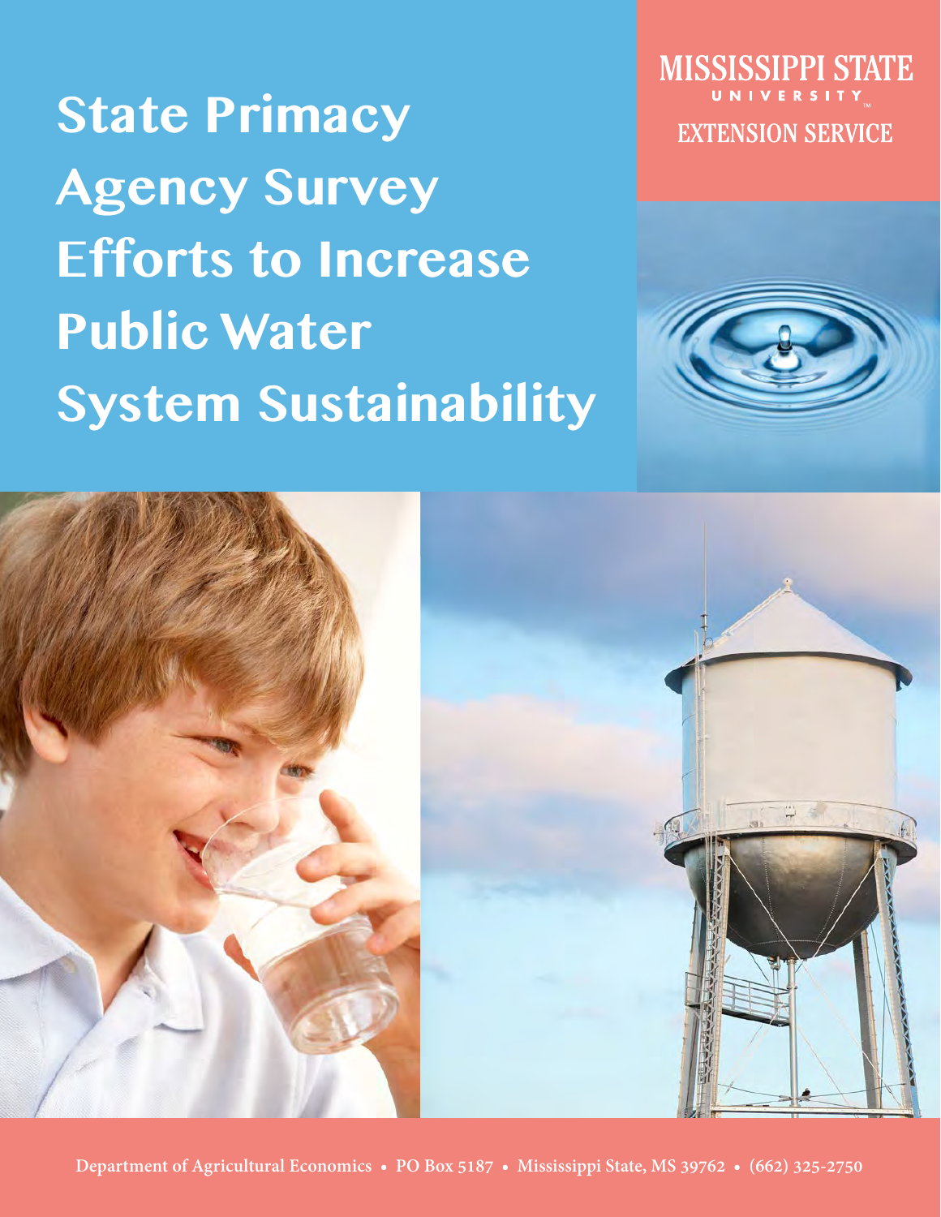# State Primacy Agency Survey Efforts to Increase Public Water System Sustainability

MISSISSIPPI STATE UNIVERSITY EXTENSION SERVICE

Department of Agricultural Economics • PO Box 5187 • Mississippi State, MS 39762 • (662) 325-2750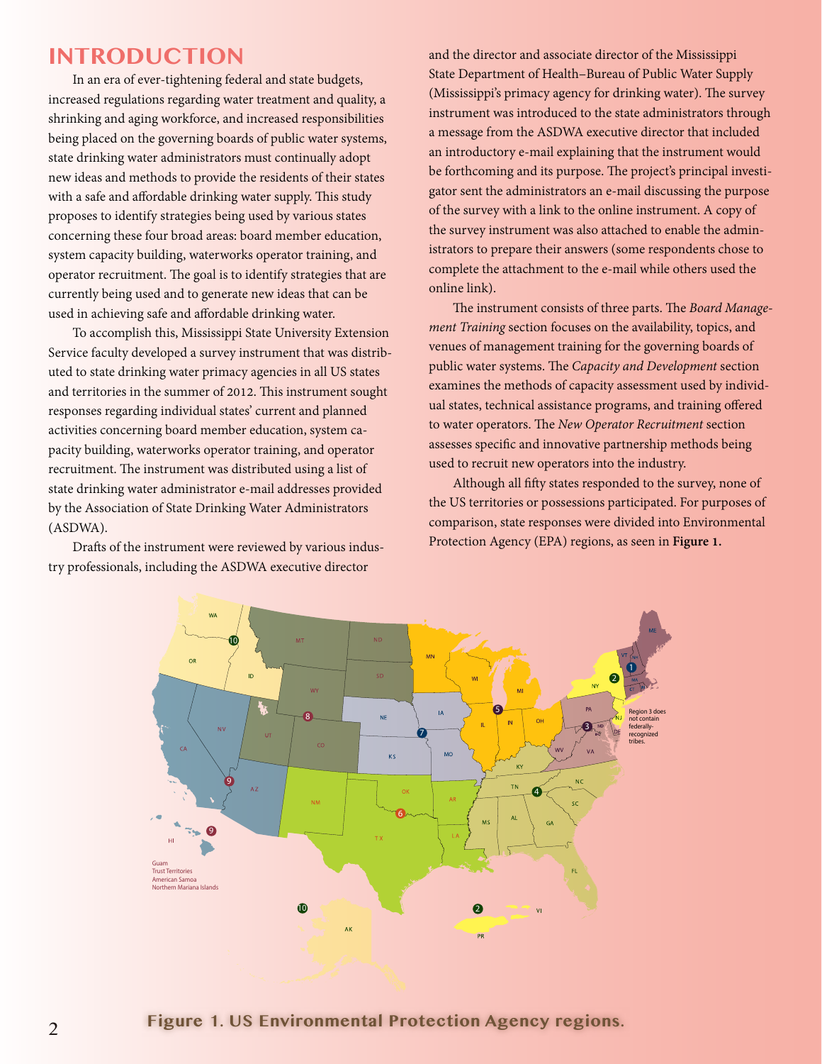# INTRODUCTION

In an era of ever-tightening federal and state budgets, increased regulations regarding water treatment and quality, a shrinking and aging workforce, and increased responsibilities being placed on the governing boards of public water systems, state drinking water administrators must continually adopt new ideas and methods to provide the residents of their states with a safe and affordable drinking water supply. This study proposes to identify strategies being used by various states concerning these four broad areas: board member education, system capacity building, waterworks operator training, and operator recruitment. The goal is to identify strategies that are currently being used and to generate new ideas that can be used in achieving safe and affordable drinking water.

To accomplish this, Mississippi State University Extension Service faculty developed a survey instrument that was distributed to state drinking water primacy agencies in all US states and territories in the summer of 2012. This instrument sought responses regarding individual states' current and planned activities concerning board member education, system capacity building, waterworks operator training, and operator recruitment. The instrument was distributed using a list of state drinking water administrator e-mail addresses provided by the Association of State Drinking Water Administrators (ASDWA).

Drafts of the instrument were reviewed by various industry professionals, including the ASDWA executive director and the director and associate director of the Mississippi State Department of Health–Bureau of Public Water Supply (Mississippi's primacy agency for drinking water). The survey instrument was introduced to the state administrators through a message from the ASDWA executive director that included an introductory e-mail explaining that the instrument would be forthcoming and its purpose. The project's principal investigator sent the administrators an e-mail discussing the purpose of the survey with a link to the online instrument. A copy of the survey instrument was also attached to enable the administrators to prepare their answers (some respondents chose to complete the attachment to the e-mail while others used the online link).

The instrument consists of three parts. The *Board Management Training* section focuses on the availability, topics, and venues of management training for the governing boards of public water systems. The *Capacity and Development* section examines the methods of capacity assessment used by individual states, technical assistance programs, and training offered to water operators. The *New Operator Recruitment* section assesses specific and innovative partnership methods being used to recruit new operators into the industry.

Although all fifty states responded to the survey, none of the US territories or possessions participated. For purposes of comparison, state responses were divided into Environmental Protection Agency (EPA) regions, as seen in **Figure 1.**

**Figure 1. US Environmental Protection Agency regions.**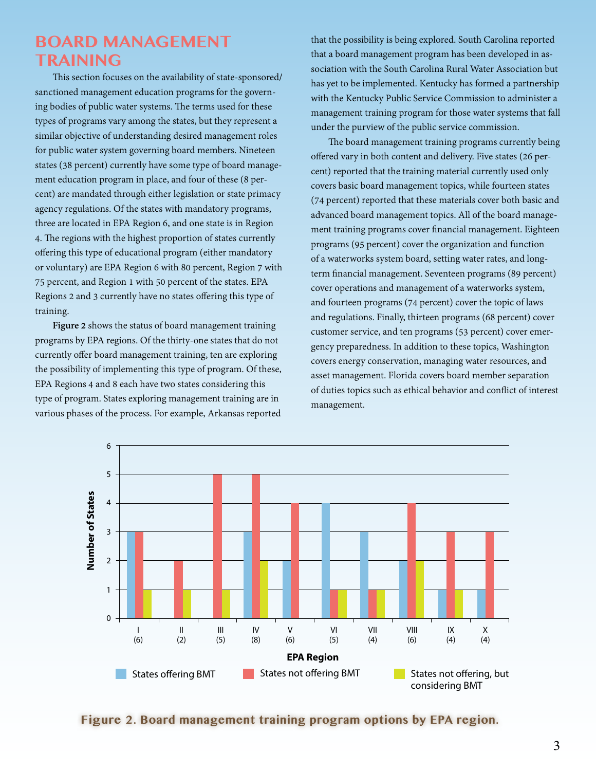# BOARD MANAGEMENT TRAINING

This section focuses on the availability of state-sponsored/sanctioned management education programs for the governing bodies of public water systems. The terms used for these types of programs vary among the states, but they represent a similar objective of understanding desired management roles for public water system governing board members. Nineteen states (38 percent) currently have some type of board management education program in place, and four of these (8 percent) are mandated through either legislation or state primacy agency regulations. Of the states with mandatory programs, three are located in EPA Region 6, and one state is in Region 4. The regions with the highest proportion of states currently offering this type of educational program (either mandatory or voluntary) are EPA Region 6 with 80 percent, Region 7 with 75 percent, and Region 1 with 50 percent of the states. EPA Regions 2 and 3 currently have no states offering this type of training.

**Figure 2** shows the status of board management training programs by EPA regions. Of the thirty-one states that do not currently offer board management training, ten are exploring the possibility of implementing this type of program. Of these, EPA Regions 4 and 8 each have two states considering this type of program. States exploring management training are in various phases of the process. For example, Arkansas reported that the possibility is being explored. South Carolina reported that a board management program has been developed in association with the South Carolina Rural Water Association but has yet to be implemented. Kentucky has formed a partnership with the Kentucky Public Service Commission to administer a management training program for those water systems that fall under the purview of the public service commission.

The board management training programs currently being offered vary in both content and delivery. Five states (26 percent) reported that the training material currently used only covers basic board management topics, while fourteen states (74 percent) reported that these materials cover both basic and advanced board management topics. All of the board management training programs cover financial management. Eighteen programs (95 percent) cover the organization and function of a waterworks system board, setting water rates, and long-term financial management. Seventeen programs (89 percent) cover operations and management of a waterworks system, and fourteen programs (74 percent) cover the topic of laws and regulations. Finally, thirteen programs (68 percent) cover customer service, and ten programs (53 percent) cover emergency preparedness. In addition to these topics, Washington covers energy conservation, managing water resources, and asset management. Florida covers board member separation of duties topics such as ethical behavior and conflict of interest management.

| EPA Region | States offering BMT | States not offering BMT | States not offering, but considering BMT |
|---|---|---|---|
| I (6) | 3 | 3 | 1 |
| II (2) | 0 | 2 | 1 |
| III (5) | 0 | 5 | 1 |
| IV (8) | 3 | 5 | 2 |
| V (6) | 2 | 4 | 0 |
| VI (5) | 4 | 1 | 1 |
| VII (4) | 3 | 1 | 1 |
| VIII (6) | 2 | 4 | 2 |
| IX (4) | 1 | 3 | 1 |
| X (4) | 1 | 3 | 0 |

**Figure 2. Board management training program options by EPA region.**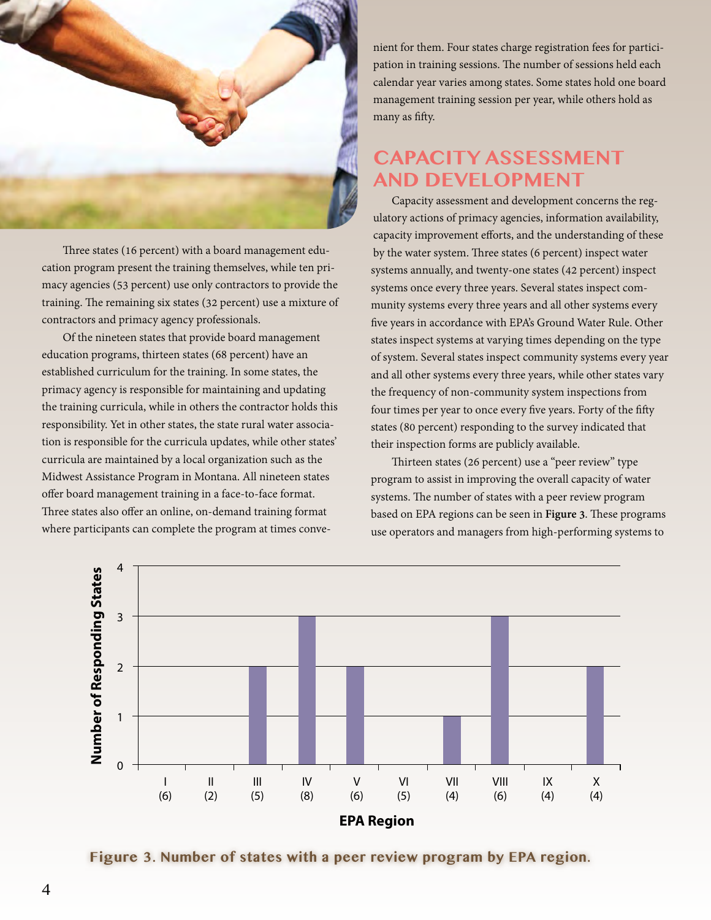Three states (16 percent) with a board management education program present the training themselves, while ten primacy agencies (53 percent) use only contractors to provide the training. The remaining six states (32 percent) use a mixture of contractors and primacy agency professionals.

Of the nineteen states that provide board management education programs, thirteen states (68 percent) have an established curriculum for the training. In some states, the primacy agency is responsible for maintaining and updating the training curricula, while in others the contractor holds this responsibility. Yet in other states, the state rural water association is responsible for the curricula updates, while other states' curricula are maintained by a local organization such as the Midwest Assistance Program in Montana. All nineteen states offer board management training in a face-to-face format. Three states also offer an online, on-demand training format where participants can complete the program at times convenient for them. Four states charge registration fees for participation in training sessions. The number of sessions held each calendar year varies among states. Some states hold one board management training session per year, while others hold as many as fifty.

## CAPACITY ASSESSMENT AND DEVELOPMENT

Capacity assessment and development concerns the regulatory actions of primacy agencies, information availability, capacity improvement efforts, and the understanding of these by the water system. Three states (6 percent) inspect water systems annually, and twenty-one states (42 percent) inspect systems once every three years. Several states inspect community systems every three years and all other systems every five years in accordance with EPA's Ground Water Rule. Other states inspect systems at varying times depending on the type of system. Several states inspect community systems every year and all other systems every three years, while other states vary the frequency of non-community system inspections from four times per year to once every five years. Forty of the fifty states (80 percent) responding to the survey indicated that their inspection forms are publicly available.

Thirteen states (26 percent) use a "peer review" type program to assist in improving the overall capacity of water systems. The number of states with a peer review program based on EPA regions can be seen in **Figure 3**. These programs use operators and managers from high-performing systems to

| EPA Region | Number of Responding States |
|---|---|
| I (6) | 0 |
| II (2) | 0 |
| III (5) | 2 |
| IV (8) | 3 |
| V (6) | 2 |
| VI (5) | 0 |
| VII (4) | 1 |
| VIII (6) | 3 |
| IX (4) | 0 |
| X (4) | 2 |

**Figure 3. Number of states with a peer review program by EPA region.**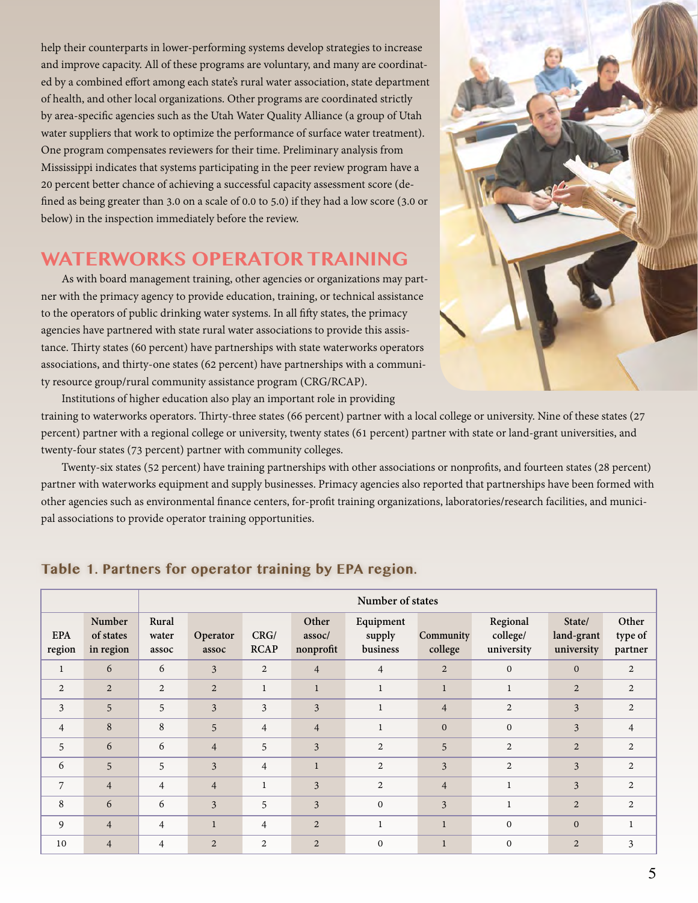help their counterparts in lower-performing systems develop strategies to increase and improve capacity. All of these programs are voluntary, and many are coordinated by a combined effort among each state's rural water association, state department of health, and other local organizations. Other programs are coordinated strictly by area-specific agencies such as the Utah Water Quality Alliance (a group of Utah water suppliers that work to optimize the performance of surface water treatment). One program compensates reviewers for their time. Preliminary analysis from Mississippi indicates that systems participating in the peer review program have a 20 percent better chance of achieving a successful capacity assessment score (defined as being greater than 3.0 on a scale of 0.0 to 5.0) if they had a low score (3.0 or below) in the inspection immediately before the review.

## WATERWORKS OPERATOR TRAINING

As with board management training, other agencies or organizations may partner with the primacy agency to provide education, training, or technical assistance to the operators of public drinking water systems. In all fifty states, the primacy agencies have partnered with state rural water associations to provide this assistance. Thirty states (60 percent) have partnerships with state waterworks operators associations, and thirty-one states (62 percent) have partnerships with a community resource group/rural community assistance program (CRG/RCAP).

Institutions of higher education also play an important role in providing training to waterworks operators. Thirty-three states (66 percent) partner with a local college or university. Nine of these states (27 percent) partner with a regional college or university, twenty states (61 percent) partner with state or land-grant universities, and twenty-four states (73 percent) partner with community colleges.

Twenty-six states (52 percent) have training partnerships with other associations or nonprofits, and fourteen states (28 percent) partner with waterworks equipment and supply businesses. Primacy agencies also reported that partnerships have been formed with other agencies such as environmental finance centers, for-profit training organizations, laboratories/research facilities, and municipal associations to provide operator training opportunities.

### Table 1. Partners for operator training by EPA region.

| | | Number of states | | | | | | | | |
|---|---|---|---|---|---|---|---|---|---|---|
| EPA region | Number of states in region | Rural water assoc | Operator assoc | CRG/ RCAP | Other assoc/ nonprofit | Equipment supply business | Community college | Regional college/ university | State/ land-grant university | Other type of partner |
| 1 | 6 | 6 | 3 | 2 | 4 | 4 | 2 | 0 | 0 | 2 |
| 2 | 2 | 2 | 2 | 1 | 1 | 1 | 1 | 1 | 2 | 2 |
| 3 | 5 | 5 | 3 | 3 | 3 | 1 | 4 | 2 | 3 | 2 |
| 4 | 8 | 8 | 5 | 4 | 4 | 1 | 0 | 0 | 3 | 4 |
| 5 | 6 | 6 | 4 | 5 | 3 | 2 | 5 | 2 | 2 | 2 |
| 6 | 5 | 5 | 3 | 4 | 1 | 2 | 3 | 2 | 3 | 2 |
| 7 | 4 | 4 | 4 | 1 | 3 | 2 | 4 | 1 | 3 | 2 |
| 8 | 6 | 6 | 3 | 5 | 3 | 0 | 3 | 1 | 2 | 2 |
| 9 | 4 | 4 | 1 | 4 | 2 | 1 | 1 | 0 | 0 | 1 |
| 10 | 4 | 4 | 2 | 2 | 2 | 0 | 1 | 0 | 2 | 3 |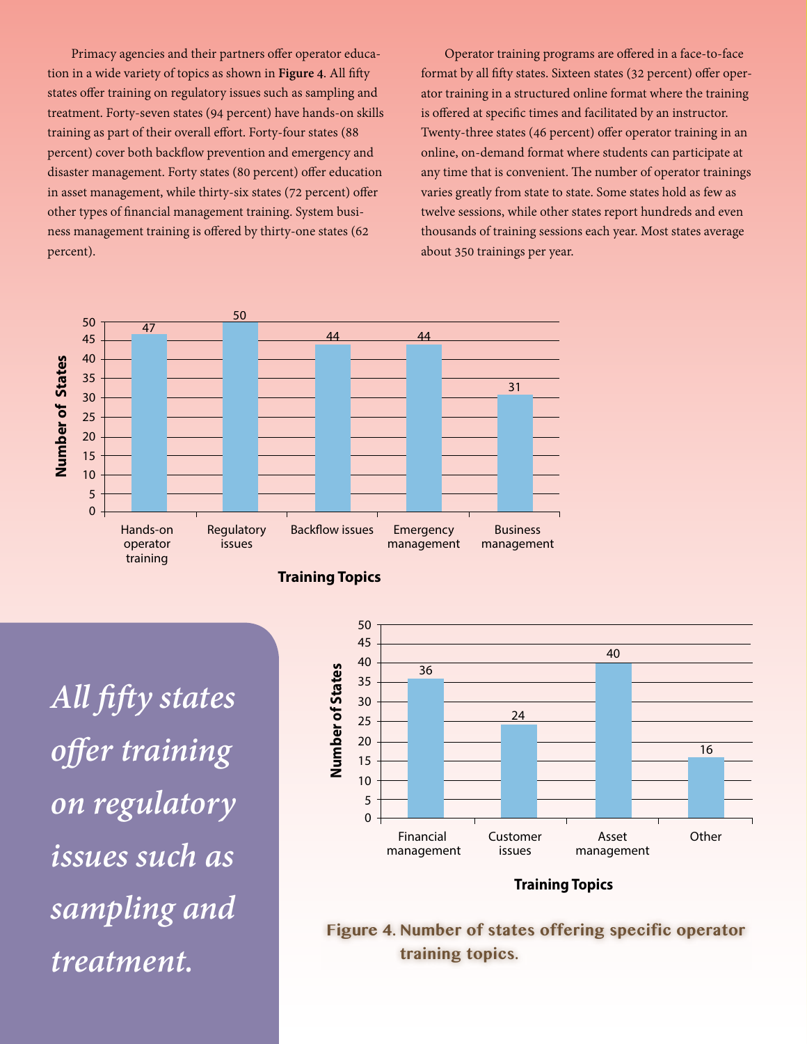Primacy agencies and their partners offer operator education in a wide variety of topics as shown in **Figure 4**. All fifty states offer training on regulatory issues such as sampling and treatment. Forty-seven states (94 percent) have hands-on skills training as part of their overall effort. Forty-four states (88 percent) cover both backflow prevention and emergency and disaster management. Forty states (80 percent) offer education in asset management, while thirty-six states (72 percent) offer other types of financial management training. System business management training is offered by thirty-one states (62 percent).

Operator training programs are offered in a face-to-face format by all fifty states. Sixteen states (32 percent) offer operator training in a structured online format where the training is offered at specific times and facilitated by an instructor. Twenty-three states (46 percent) offer operator training in an online, on-demand format where students can participate at any time that is convenient. The number of operator trainings varies greatly from state to state. Some states hold as few as twelve sessions, while other states report hundreds and even thousands of training sessions each year. Most states average about 350 trainings per year.

| Training Topics | Number of States |
|---|---|
| Hands-on operator training | 47 |
| Regulatory issues | 50 |
| Backflow issues | 44 |
| Emergency management | 44 |
| Business management | 31 |

| Training Topics | Number of States |
|---|---|
| Financial management | 36 |
| Customer issues | 24 |
| Asset management | 40 |
| Other | 16 |

*All fifty states offer training on regulatory issues such as sampling and treatment.*

**Figure 4. Number of states offering specific operator training topics.**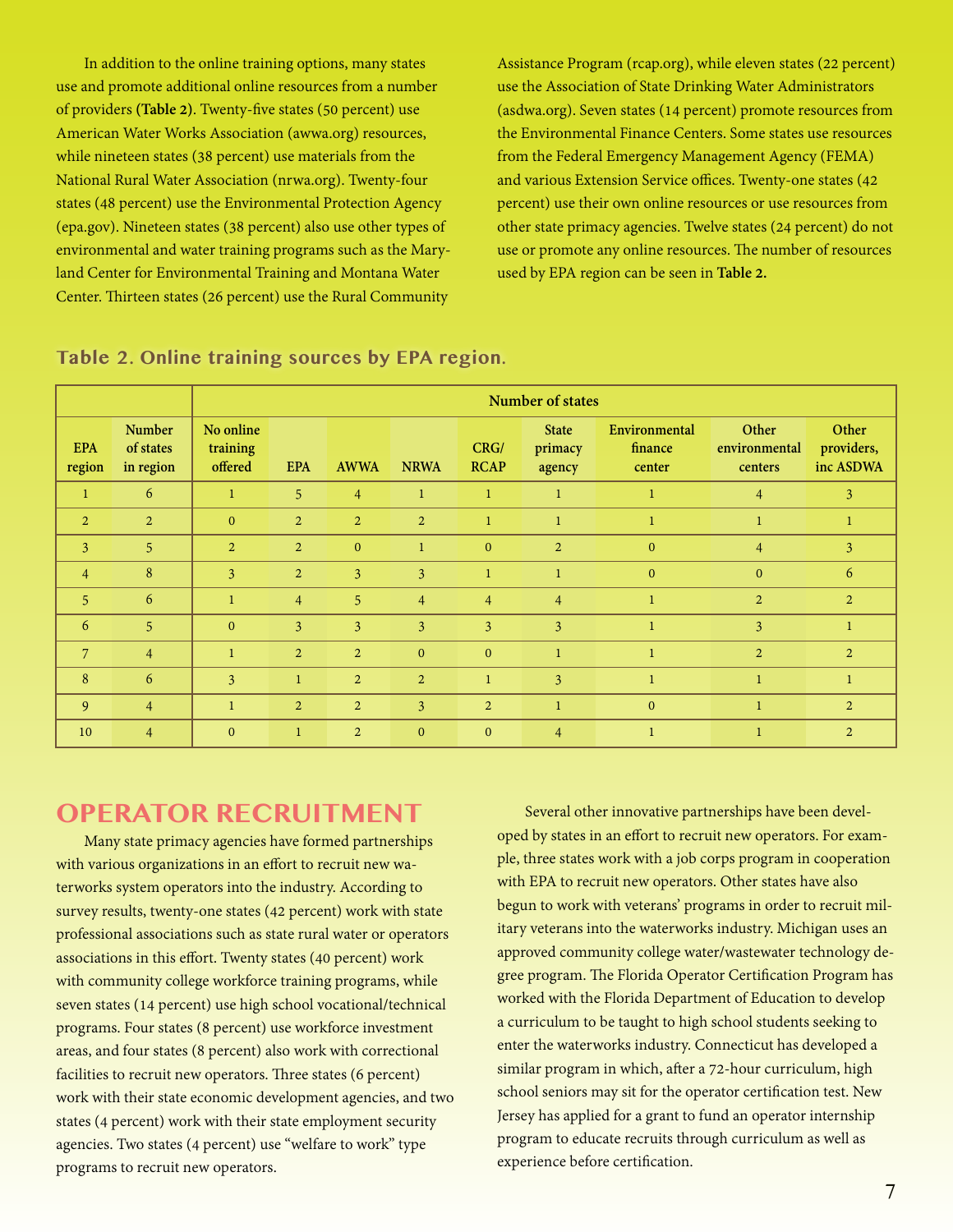In addition to the online training options, many states use and promote additional online resources from a number of providers **(Table 2)**. Twenty-five states (50 percent) use American Water Works Association (awwa.org) resources, while nineteen states (38 percent) use materials from the National Rural Water Association (nrwa.org). Twenty-four states (48 percent) use the Environmental Protection Agency (epa.gov). Nineteen states (38 percent) also use other types of environmental and water training programs such as the Maryland Center for Environmental Training and Montana Water Center. Thirteen states (26 percent) use the Rural Community Assistance Program (rcap.org), while eleven states (22 percent) use the Association of State Drinking Water Administrators (asdwa.org). Seven states (14 percent) promote resources from the Environmental Finance Centers. Some states use resources from the Federal Emergency Management Agency (FEMA) and various Extension Service offices. Twenty-one states (42 percent) use their own online resources or use resources from other state primacy agencies. Twelve states (24 percent) do not use or promote any online resources. The number of resources used by EPA region can be seen in **Table 2.**

**Table 2. Online training sources by EPA region.**

| | | Number of states | | | | | | | | |
|---|---|---|---|---|---|---|---|---|---|---|
| EPA region | Number of states in region | No online training offered | EPA | AWWA | NRWA | CRG/ RCAP | State primacy agency | Environmental finance center | Other environmental centers | Other providers, inc ASDWA |
| 1 | 6 | 1 | 5 | 4 | 1 | 1 | 1 | 1 | 4 | 3 |
| 2 | 2 | 0 | 2 | 2 | 2 | 1 | 1 | 1 | 1 | 1 |
| 3 | 5 | 2 | 2 | 0 | 1 | 0 | 2 | 0 | 4 | 3 |
| 4 | 8 | 3 | 2 | 3 | 3 | 1 | 1 | 0 | 0 | 6 |
| 5 | 6 | 1 | 4 | 5 | 4 | 4 | 4 | 1 | 2 | 2 |
| 6 | 5 | 0 | 3 | 3 | 3 | 3 | 3 | 1 | 3 | 1 |
| 7 | 4 | 1 | 2 | 2 | 0 | 0 | 1 | 1 | 2 | 2 |
| 8 | 6 | 3 | 1 | 2 | 2 | 1 | 3 | 1 | 1 | 1 |
| 9 | 4 | 1 | 2 | 2 | 3 | 2 | 1 | 0 | 1 | 2 |
| 10 | 4 | 0 | 1 | 2 | 0 | 0 | 4 | 1 | 1 | 2 |

## OPERATOR RECRUITMENT

Many state primacy agencies have formed partnerships with various organizations in an effort to recruit new waterworks system operators into the industry. According to survey results, twenty-one states (42 percent) work with state professional associations such as state rural water or operators associations in this effort. Twenty states (40 percent) work with community college workforce training programs, while seven states (14 percent) use high school vocational/technical programs. Four states (8 percent) use workforce investment areas, and four states (8 percent) also work with correctional facilities to recruit new operators. Three states (6 percent) work with their state economic development agencies, and two states (4 percent) work with their state employment security agencies. Two states (4 percent) use "welfare to work" type programs to recruit new operators.

Several other innovative partnerships have been developed by states in an effort to recruit new operators. For example, three states work with a job corps program in cooperation with EPA to recruit new operators. Other states have also begun to work with veterans' programs in order to recruit military veterans into the waterworks industry. Michigan uses an approved community college water/wastewater technology degree program. The Florida Operator Certification Program has worked with the Florida Department of Education to develop a curriculum to be taught to high school students seeking to enter the waterworks industry. Connecticut has developed a similar program in which, after a 72-hour curriculum, high school seniors may sit for the operator certification test. New Jersey has applied for a grant to fund an operator internship program to educate recruits through curriculum as well as experience before certification.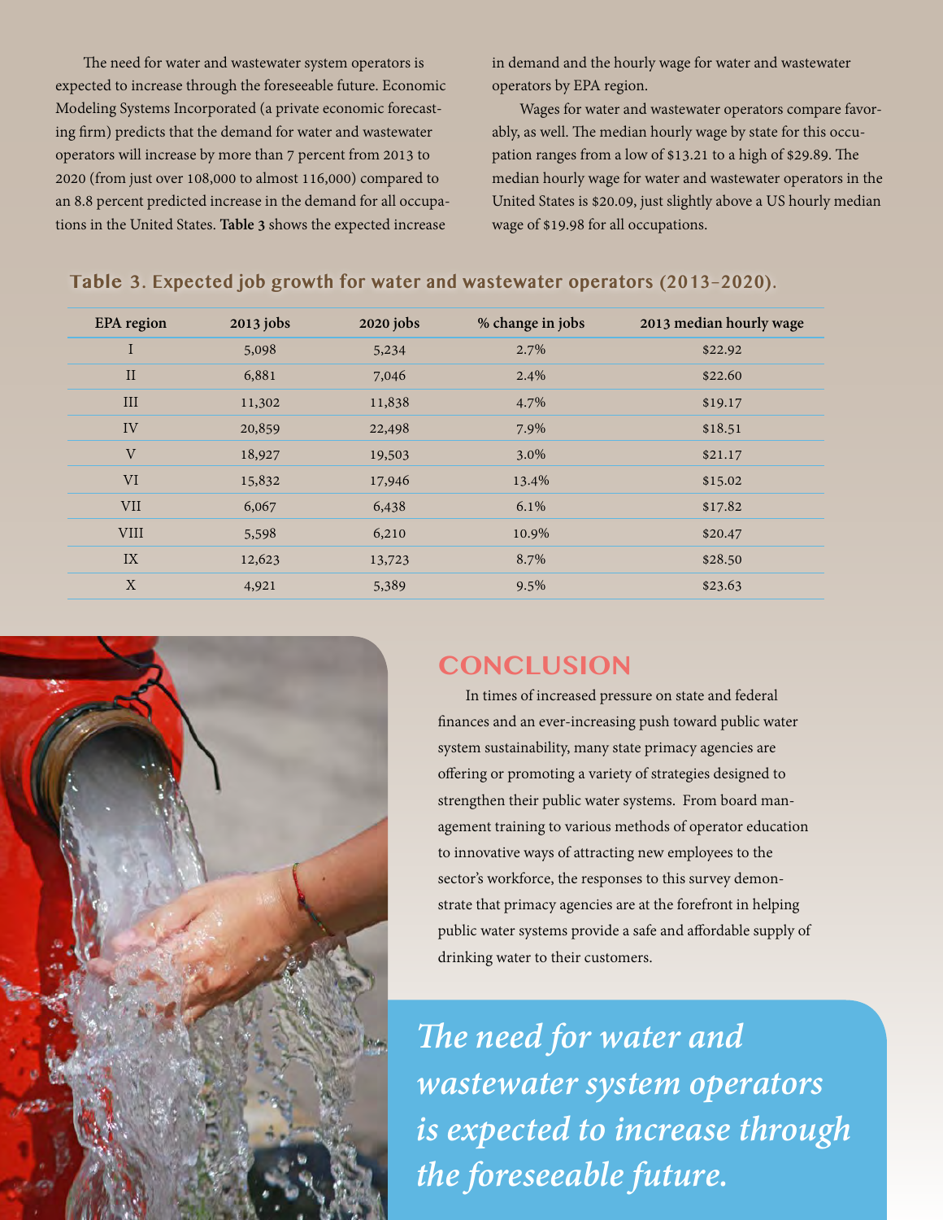The need for water and wastewater system operators is expected to increase through the foreseeable future. Economic Modeling Systems Incorporated (a private economic forecasting firm) predicts that the demand for water and wastewater operators will increase by more than 7 percent from 2013 to 2020 (from just over 108,000 to almost 116,000) compared to an 8.8 percent predicted increase in the demand for all occupations in the United States. **Table 3** shows the expected increase in demand and the hourly wage for water and wastewater operators by EPA region.

Wages for water and wastewater operators compare favorably, as well. The median hourly wage by state for this occupation ranges from a low of $13.21 to a high of $29.89. The median hourly wage for water and wastewater operators in the United States is $20.09, just slightly above a US hourly median wage of $19.98 for all occupations.

**Table 3. Expected job growth for water and wastewater operators (2013–2020).**

| EPA region | 2013 jobs | 2020 jobs | % change in jobs | 2013 median hourly wage |
|---|---|---|---|---|
| I | 5,098 | 5,234 | 2.7% | $22.92 |
| II | 6,881 | 7,046 | 2.4% | $22.60 |
| III | 11,302 | 11,838 | 4.7% | $19.17 |
| IV | 20,859 | 22,498 | 7.9% | $18.51 |
| V | 18,927 | 19,503 | 3.0% | $21.17 |
| VI | 15,832 | 17,946 | 13.4% | $15.02 |
| VII | 6,067 | 6,438 | 6.1% | $17.82 |
| VIII | 5,598 | 6,210 | 10.9% | $20.47 |
| IX | 12,623 | 13,723 | 8.7% | $28.50 |
| X | 4,921 | 5,389 | 9.5% | $23.63 |

## CONCLUSION

In times of increased pressure on state and federal finances and an ever-increasing push toward public water system sustainability, many state primacy agencies are offering or promoting a variety of strategies designed to strengthen their public water systems. From board management training to various methods of operator education to innovative ways of attracting new employees to the sector's workforce, the responses to this survey demonstrate that primacy agencies are at the forefront in helping public water systems provide a safe and affordable supply of drinking water to their customers.

*The need for water and wastewater system operators is expected to increase through the foreseeable future.*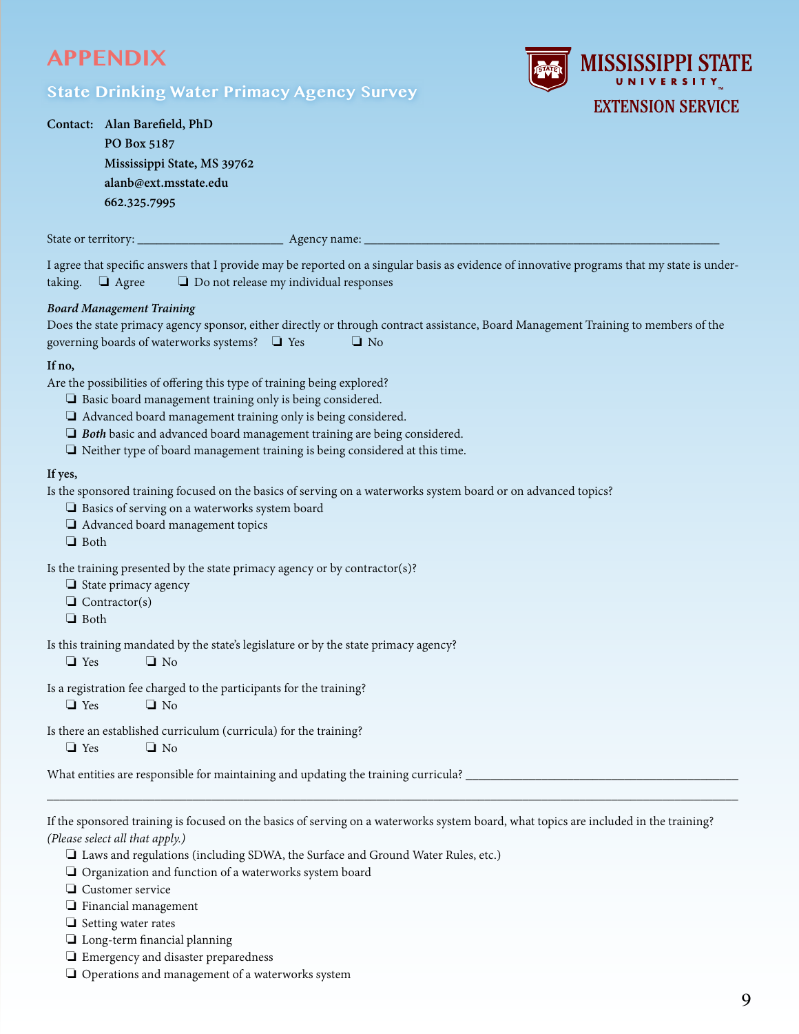# APPENDIX

## State Drinking Water Primacy Agency Survey

MISSISSIPPI STATE UNIVERSITY EXTENSION SERVICE

**Contact:** **Alan Barefield, PhD**
**PO Box 5187**
**Mississippi State, MS 39762**
**alanb@ext.msstate.edu**
**662.325.7995**

State or territory: ______________________ Agency name: ________________________________________________________

I agree that specific answers that I provide may be reported on a singular basis as evidence of innovative programs that my state is undertaking. ❑ Agree ❑ Do not release my individual responses

***Board Management Training***

Does the state primacy agency sponsor, either directly or through contract assistance, Board Management Training to members of the governing boards of waterworks systems? ❑ Yes ❑ No

**If no,**

Are the possibilities of offering this type of training being explored?

- ❑ Basic board management training only is being considered.
- ❑ Advanced board management training only is being considered.
- ❑ ***Both*** basic and advanced board management training are being considered.
- ❑ Neither type of board management training is being considered at this time.

**If yes,**

Is the sponsored training focused on the basics of serving on a waterworks system board or on advanced topics?

- ❑ Basics of serving on a waterworks system board
- ❑ Advanced board management topics
- ❑ Both

Is the training presented by the state primacy agency or by contractor(s)?

- ❑ State primacy agency
- ❑ Contractor(s)
- ❑ Both

Is this training mandated by the state's legislature or by the state primacy agency?

❑ Yes ❑ No

Is a registration fee charged to the participants for the training?

❑ Yes ❑ No

Is there an established curriculum (curricula) for the training?

❑ Yes ❑ No

What entities are responsible for maintaining and updating the training curricula? ________________________________________

______________________________________________________________________________________________________

If the sponsored training is focused on the basics of serving on a waterworks system board, what topics are included in the training? *(Please select all that apply.)*

- ❑ Laws and regulations (including SDWA, the Surface and Ground Water Rules, etc.)
- ❑ Organization and function of a waterworks system board
- ❑ Customer service
- ❑ Financial management
- ❑ Setting water rates
- ❑ Long-term financial planning
- ❑ Emergency and disaster preparedness
- ❑ Operations and management of a waterworks system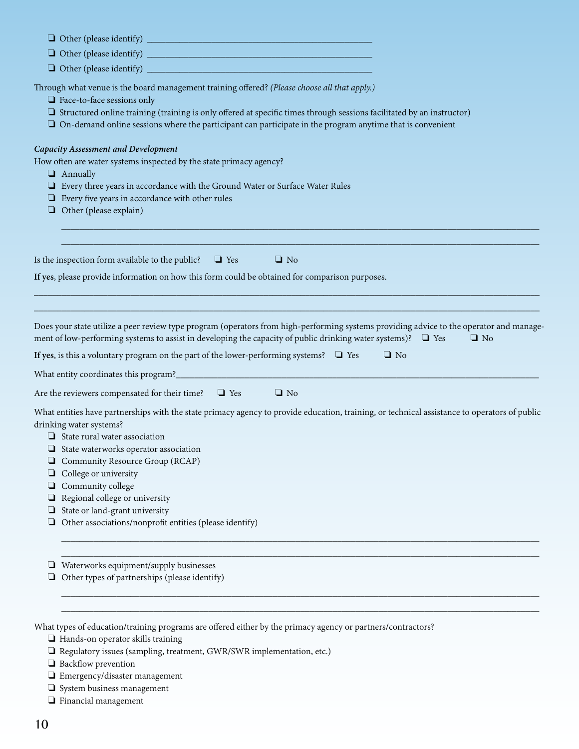- ❑ Other (please identify) ____________________________________________
- ❑ Other (please identify) ____________________________________________
- ❑ Other (please identify) ____________________________________________

Through what venue is the board management training offered? *(Please choose all that apply.)*

- ❑ Face-to-face sessions only
- ❑ Structured online training (training is only offered at specific times through sessions facilitated by an instructor)
- ❑ On-demand online sessions where the participant can participate in the program anytime that is convenient

*Capacity Assessment and Development*

How often are water systems inspected by the state primacy agency?

- ❑ Annually
- ❑ Every three years in accordance with the Ground Water or Surface Water Rules
- ❑ Every five years in accordance with other rules
- ❑ Other (please explain)

__________________________________________________________________________________

__________________________________________________________________________________

Is the inspection form available to the public? ❑ Yes ❑ No

**If yes**, please provide information on how this form could be obtained for comparison purposes.

__________________________________________________________________________________

__________________________________________________________________________________

Does your state utilize a peer review type program (operators from high-performing systems providing advice to the operator and management of low-performing systems to assist in developing the capacity of public drinking water systems)? ❑ Yes ❑ No

**If yes**, is this a voluntary program on the part of the lower-performing systems? ❑ Yes ❑ No

What entity coordinates this program?______________________________________________________________

Are the reviewers compensated for their time? ❑ Yes ❑ No

What entities have partnerships with the state primacy agency to provide education, training, or technical assistance to operators of public drinking water systems?

- ❑ State rural water association
- ❑ State waterworks operator association
- ❑ Community Resource Group (RCAP)
- ❑ College or university
- ❑ Community college
- ❑ Regional college or university
- ❑ State or land-grant university
- ❑ Other associations/nonprofit entities (please identify)

__________________________________________________________________________________

__________________________________________________________________________________

- ❑ Waterworks equipment/supply businesses
- ❑ Other types of partnerships (please identify)

__________________________________________________________________________________

__________________________________________________________________________________

What types of education/training programs are offered either by the primacy agency or partners/contractors?

- ❑ Hands-on operator skills training
- ❑ Regulatory issues (sampling, treatment, GWR/SWR implementation, etc.)
- ❑ Backflow prevention
- ❑ Emergency/disaster management
- ❑ System business management
- ❑ Financial management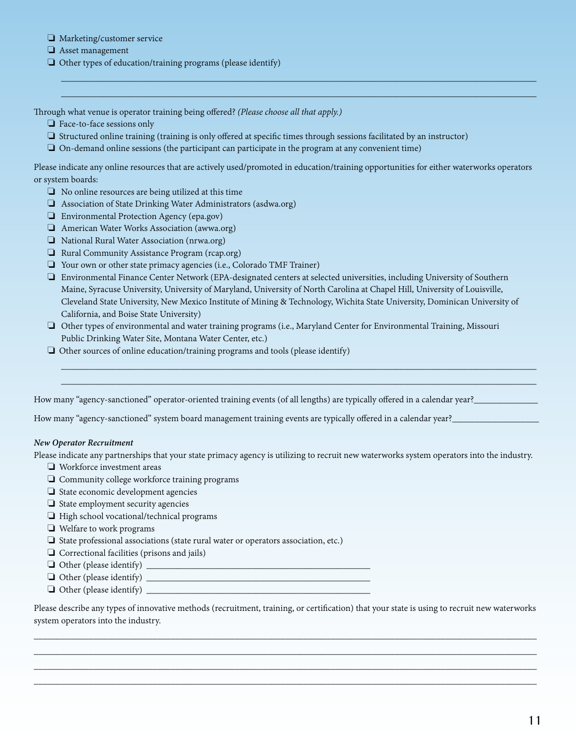- ❑ Marketing/customer service
- ❑ Asset management
- ❑ Other types of education/training programs (please identify)

\_\_\_\_\_\_\_\_\_\_\_\_\_\_\_\_\_\_\_\_\_\_\_\_\_\_\_\_\_\_\_\_\_\_\_\_\_\_\_\_\_\_\_\_\_\_\_\_\_\_\_\_\_\_\_\_\_\_\_\_\_\_\_\_\_\_\_\_\_\_\_\_\_\_\_\_

\_\_\_\_\_\_\_\_\_\_\_\_\_\_\_\_\_\_\_\_\_\_\_\_\_\_\_\_\_\_\_\_\_\_\_\_\_\_\_\_\_\_\_\_\_\_\_\_\_\_\_\_\_\_\_\_\_\_\_\_\_\_\_\_\_\_\_\_\_\_\_\_\_\_\_\_

Through what venue is operator training being offered? *(Please choose all that apply.)*

- ❑ Face-to-face sessions only
- ❑ Structured online training (training is only offered at specific times through sessions facilitated by an instructor)
- ❑ On-demand online sessions (the participant can participate in the program at any convenient time)

Please indicate any online resources that are actively used/promoted in education/training opportunities for either waterworks operators or system boards:

- ❑ No online resources are being utilized at this time
- ❑ Association of State Drinking Water Administrators (asdwa.org)
- ❑ Environmental Protection Agency (epa.gov)
- ❑ American Water Works Association (awwa.org)
- ❑ National Rural Water Association (nrwa.org)
- ❑ Rural Community Assistance Program (rcap.org)
- ❑ Your own or other state primacy agencies (i.e., Colorado TMF Trainer)
- ❑ Environmental Finance Center Network (EPA-designated centers at selected universities, including University of Southern Maine, Syracuse University, University of Maryland, University of North Carolina at Chapel Hill, University of Louisville, Cleveland State University, New Mexico Institute of Mining & Technology, Wichita State University, Dominican University of California, and Boise State University)
- ❑ Other types of environmental and water training programs (i.e., Maryland Center for Environmental Training, Missouri Public Drinking Water Site, Montana Water Center, etc.)
- ❑ Other sources of online education/training programs and tools (please identify)

\_\_\_\_\_\_\_\_\_\_\_\_\_\_\_\_\_\_\_\_\_\_\_\_\_\_\_\_\_\_\_\_\_\_\_\_\_\_\_\_\_\_\_\_\_\_\_\_\_\_\_\_\_\_\_\_\_\_\_\_\_\_\_\_\_\_\_\_\_\_\_\_\_\_\_\_

\_\_\_\_\_\_\_\_\_\_\_\_\_\_\_\_\_\_\_\_\_\_\_\_\_\_\_\_\_\_\_\_\_\_\_\_\_\_\_\_\_\_\_\_\_\_\_\_\_\_\_\_\_\_\_\_\_\_\_\_\_\_\_\_\_\_\_\_\_\_\_\_\_\_\_\_

How many "agency-sanctioned" operator-oriented training events (of all lengths) are typically offered in a calendar year?\_\_\_\_\_\_\_\_\_\_\_\_\_\_

How many "agency-sanctioned" system board management training events are typically offered in a calendar year?\_\_\_\_\_\_\_\_\_\_\_\_\_\_\_\_\_\_

***New Operator Recruitment***

Please indicate any partnerships that your state primacy agency is utilizing to recruit new waterworks system operators into the industry.

- ❑ Workforce investment areas
- ❑ Community college workforce training programs
- ❑ State economic development agencies
- ❑ State employment security agencies
- ❑ High school vocational/technical programs
- ❑ Welfare to work programs
- ❑ State professional associations (state rural water or operators association, etc.)
- ❑ Correctional facilities (prisons and jails)
- ❑ Other (please identify) \_\_\_\_\_\_\_\_\_\_\_\_\_\_\_\_\_\_\_\_\_\_\_\_\_\_\_\_\_\_\_\_\_\_\_\_\_\_\_\_\_\_\_\_\_\_
- ❑ Other (please identify) \_\_\_\_\_\_\_\_\_\_\_\_\_\_\_\_\_\_\_\_\_\_\_\_\_\_\_\_\_\_\_\_\_\_\_\_\_\_\_\_\_\_\_\_\_\_
- ❑ Other (please identify) \_\_\_\_\_\_\_\_\_\_\_\_\_\_\_\_\_\_\_\_\_\_\_\_\_\_\_\_\_\_\_\_\_\_\_\_\_\_\_\_\_\_\_\_\_\_

Please describe any types of innovative methods (recruitment, training, or certification) that your state is using to recruit new waterworks system operators into the industry.

\_\_\_\_\_\_\_\_\_\_\_\_\_\_\_\_\_\_\_\_\_\_\_\_\_\_\_\_\_\_\_\_\_\_\_\_\_\_\_\_\_\_\_\_\_\_\_\_\_\_\_\_\_\_\_\_\_\_\_\_\_\_\_\_\_\_\_\_\_\_\_\_\_\_\_\_\_\_

\_\_\_\_\_\_\_\_\_\_\_\_\_\_\_\_\_\_\_\_\_\_\_\_\_\_\_\_\_\_\_\_\_\_\_\_\_\_\_\_\_\_\_\_\_\_\_\_\_\_\_\_\_\_\_\_\_\_\_\_\_\_\_\_\_\_\_\_\_\_\_\_\_\_\_\_\_\_

\_\_\_\_\_\_\_\_\_\_\_\_\_\_\_\_\_\_\_\_\_\_\_\_\_\_\_\_\_\_\_\_\_\_\_\_\_\_\_\_\_\_\_\_\_\_\_\_\_\_\_\_\_\_\_\_\_\_\_\_\_\_\_\_\_\_\_\_\_\_\_\_\_\_\_\_\_\_

\_\_\_\_\_\_\_\_\_\_\_\_\_\_\_\_\_\_\_\_\_\_\_\_\_\_\_\_\_\_\_\_\_\_\_\_\_\_\_\_\_\_\_\_\_\_\_\_\_\_\_\_\_\_\_\_\_\_\_\_\_\_\_\_\_\_\_\_\_\_\_\_\_\_\_\_\_\_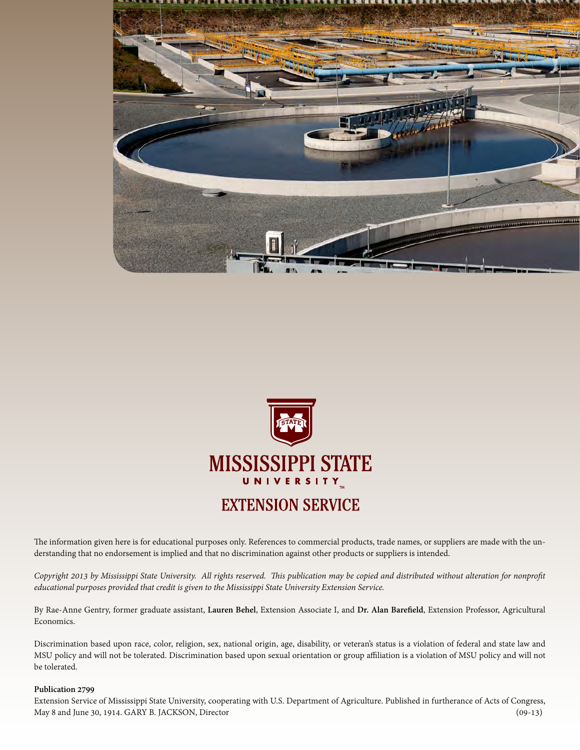MISSISSIPPI STATE UNIVERSITY

EXTENSION SERVICE

The information given here is for educational purposes only. References to commercial products, trade names, or suppliers are made with the understanding that no endorsement is implied and that no discrimination against other products or suppliers is intended.

*Copyright 2013 by Mississippi State University. All rights reserved. This publication may be copied and distributed without alteration for nonprofit educational purposes provided that credit is given to the Mississippi State University Extension Service.*

By Rae-Anne Gentry, former graduate assistant, **Lauren Behel**, Extension Associate I, and **Dr. Alan Barefield**, Extension Professor, Agricultural Economics.

Discrimination based upon race, color, religion, sex, national origin, age, disability, or veteran's status is a violation of federal and state law and MSU policy and will not be tolerated. Discrimination based upon sexual orientation or group affiliation is a violation of MSU policy and will not be tolerated.

**Publication 2799**

Extension Service of Mississippi State University, cooperating with U.S. Department of Agriculture. Published in furtherance of Acts of Congress, May 8 and June 30, 1914. GARY B. JACKSON, Director (09-13)